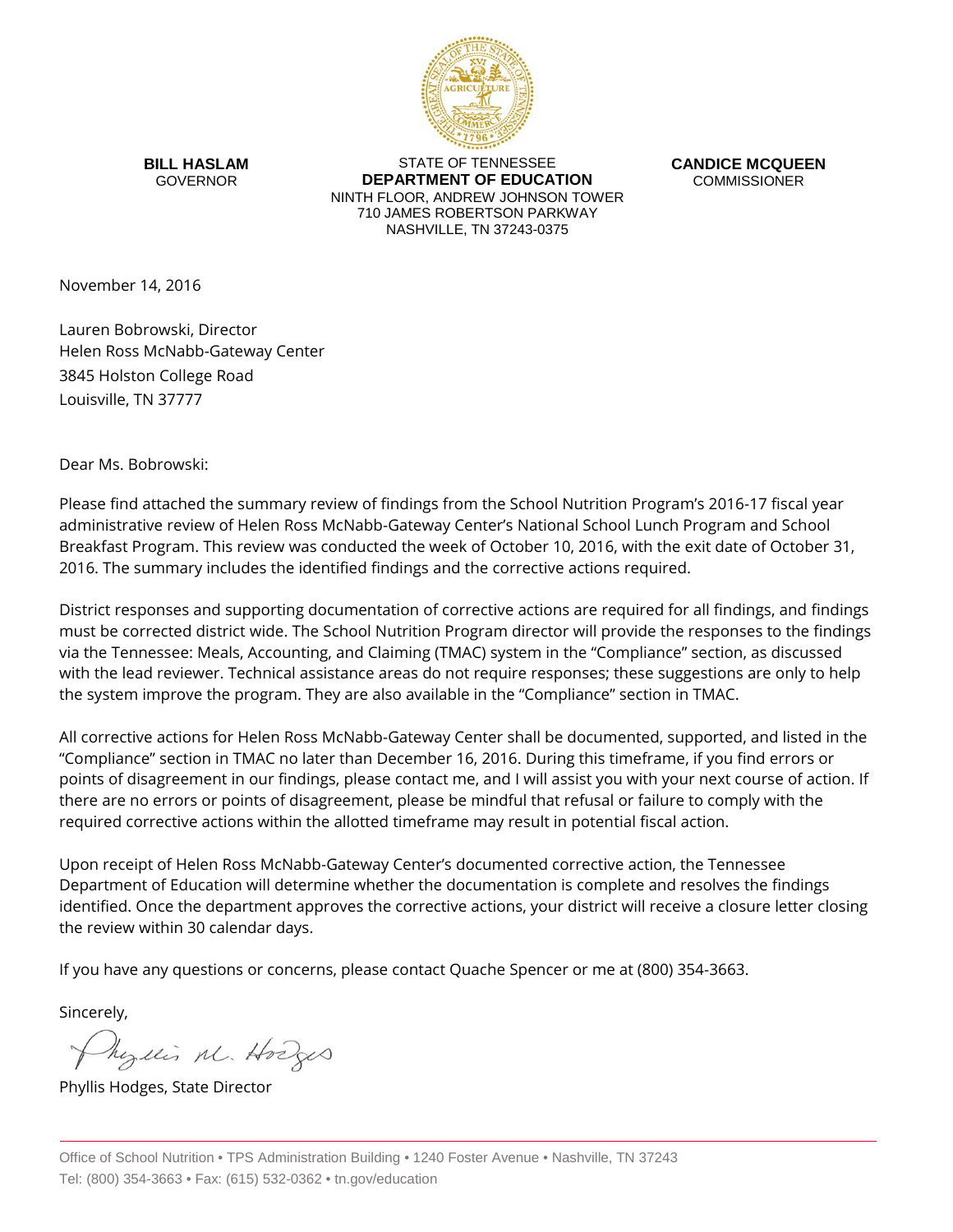**BILL HASLAM**
GOVERNOR

STATE OF TENNESSEE
**DEPARTMENT OF EDUCATION**
NINTH FLOOR, ANDREW JOHNSON TOWER
710 JAMES ROBERTSON PARKWAY
NASHVILLE, TN 37243-0375

**CANDICE MCQUEEN**
COMMISSIONER

November 14, 2016

Lauren Bobrowski, Director
Helen Ross McNabb-Gateway Center
3845 Holston College Road
Louisville, TN 37777

Dear Ms. Bobrowski:

Please find attached the summary review of findings from the School Nutrition Program's 2016-17 fiscal year administrative review of Helen Ross McNabb-Gateway Center's National School Lunch Program and School Breakfast Program. This review was conducted the week of October 10, 2016, with the exit date of October 31, 2016. The summary includes the identified findings and the corrective actions required.

District responses and supporting documentation of corrective actions are required for all findings, and findings must be corrected district wide. The School Nutrition Program director will provide the responses to the findings via the Tennessee: Meals, Accounting, and Claiming (TMAC) system in the "Compliance" section, as discussed with the lead reviewer. Technical assistance areas do not require responses; these suggestions are only to help the system improve the program. They are also available in the "Compliance" section in TMAC.

All corrective actions for Helen Ross McNabb-Gateway Center shall be documented, supported, and listed in the "Compliance" section in TMAC no later than December 16, 2016. During this timeframe, if you find errors or points of disagreement in our findings, please contact me, and I will assist you with your next course of action. If there are no errors or points of disagreement, please be mindful that refusal or failure to comply with the required corrective actions within the allotted timeframe may result in potential fiscal action.

Upon receipt of Helen Ross McNabb-Gateway Center's documented corrective action, the Tennessee Department of Education will determine whether the documentation is complete and resolves the findings identified. Once the department approves the corrective actions, your district will receive a closure letter closing the review within 30 calendar days.

If you have any questions or concerns, please contact Quache Spencer or me at (800) 354-3663.

Sincerely,

Phyllis M. Hodges

Phyllis Hodges, State Director

Office of School Nutrition • TPS Administration Building • 1240 Foster Avenue • Nashville, TN 37243
Tel: (800) 354-3663 • Fax: (615) 532-0362 • tn.gov/education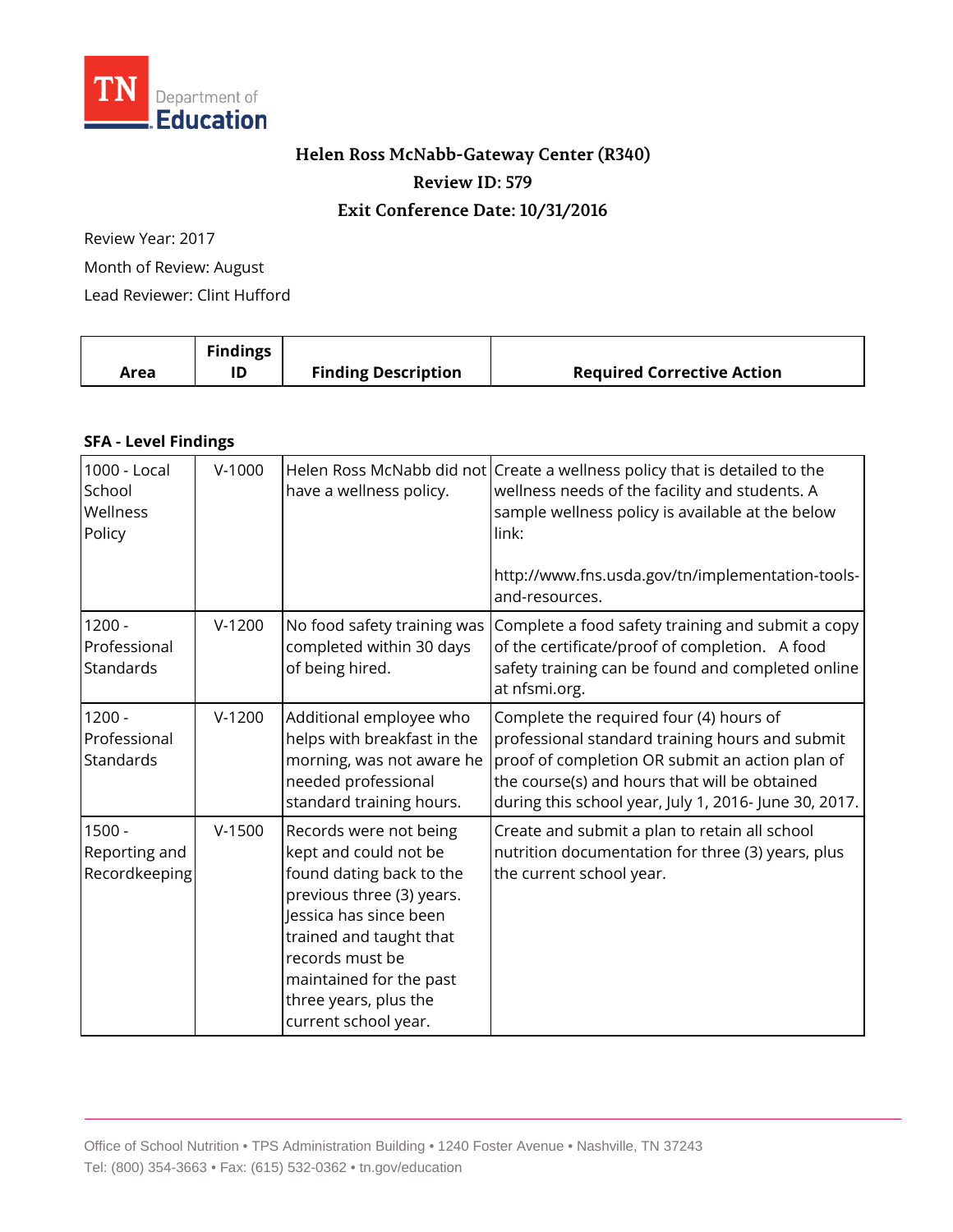TN Department of Education

**Helen Ross McNabb-Gateway Center (R340)**

**Review ID: 579**

**Exit Conference Date: 10/31/2016**

Review Year: 2017

Month of Review: August

Lead Reviewer: Clint Hufford

| Area | Findings ID | Finding Description | Required Corrective Action |
|---|---|---|---|
| **SFA - Level Findings** | | | |
| 1000 - Local School Wellness Policy | V-1000 | Helen Ross McNabb did not have a wellness policy. | Create a wellness policy that is detailed to the wellness needs of the facility and students. A sample wellness policy is available at the below link:<br><br>http://www.fns.usda.gov/tn/implementation-tools-and-resources. |
| 1200 - Professional Standards | V-1200 | No food safety training was completed within 30 days of being hired. | Complete a food safety training and submit a copy of the certificate/proof of completion. A food safety training can be found and completed online at nfsmi.org. |
| 1200 - Professional Standards | V-1200 | Additional employee who helps with breakfast in the morning, was not aware he needed professional standard training hours. | Complete the required four (4) hours of professional standard training hours and submit proof of completion OR submit an action plan of the course(s) and hours that will be obtained during this school year, July 1, 2016- June 30, 2017. |
| 1500 - Reporting and Recordkeeping | V-1500 | Records were not being kept and could not be found dating back to the previous three (3) years. Jessica has since been trained and taught that records must be maintained for the past three years, plus the current school year. | Create and submit a plan to retain all school nutrition documentation for three (3) years, plus the current school year. |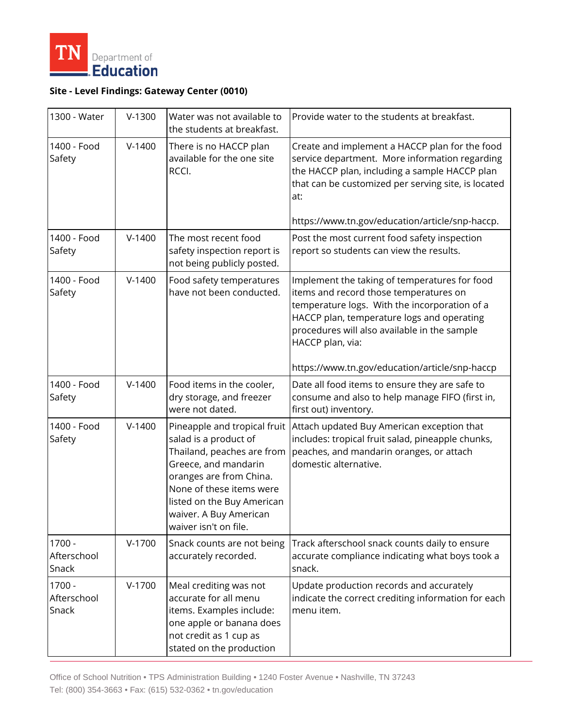**Site - Level Findings: Gateway Center (0010)**

| | | | |
|---|---|---|---|
| 1300 - Water | V-1300 | Water was not available to the students at breakfast. | Provide water to the students at breakfast. |
| 1400 - Food Safety | V-1400 | There is no HACCP plan available for the one site RCCI. | Create and implement a HACCP plan for the food service department. More information regarding the HACCP plan, including a sample HACCP plan that can be customized per serving site, is located at:<br><br>https://www.tn.gov/education/article/snp-haccp. |
| 1400 - Food Safety | V-1400 | The most recent food safety inspection report is not being publicly posted. | Post the most current food safety inspection report so students can view the results. |
| 1400 - Food Safety | V-1400 | Food safety temperatures have not been conducted. | Implement the taking of temperatures for food items and record those temperatures on temperature logs. With the incorporation of a HACCP plan, temperature logs and operating procedures will also available in the sample HACCP plan, via:<br><br>https://www.tn.gov/education/article/snp-haccp |
| 1400 - Food Safety | V-1400 | Food items in the cooler, dry storage, and freezer were not dated. | Date all food items to ensure they are safe to consume and also to help manage FIFO (first in, first out) inventory. |
| 1400 - Food Safety | V-1400 | Pineapple and tropical fruit salad is a product of Thailand, peaches are from Greece, and mandarin oranges are from China. None of these items were listed on the Buy American waiver. A Buy American waiver isn't on file. | Attach updated Buy American exception that includes: tropical fruit salad, pineapple chunks, peaches, and mandarin oranges, or attach domestic alternative. |
| 1700 - Afterschool Snack | V-1700 | Snack counts are not being accurately recorded. | Track afterschool snack counts daily to ensure accurate compliance indicating what boys took a snack. |
| 1700 - Afterschool Snack | V-1700 | Meal crediting was not accurate for all menu items. Examples include: one apple or banana does not credit as 1 cup as stated on the production | Update production records and accurately indicate the correct crediting information for each menu item. |

Office of School Nutrition • TPS Administration Building • 1240 Foster Avenue • Nashville, TN 37243
Tel: (800) 354-3663 • Fax: (615) 532-0362 • tn.gov/education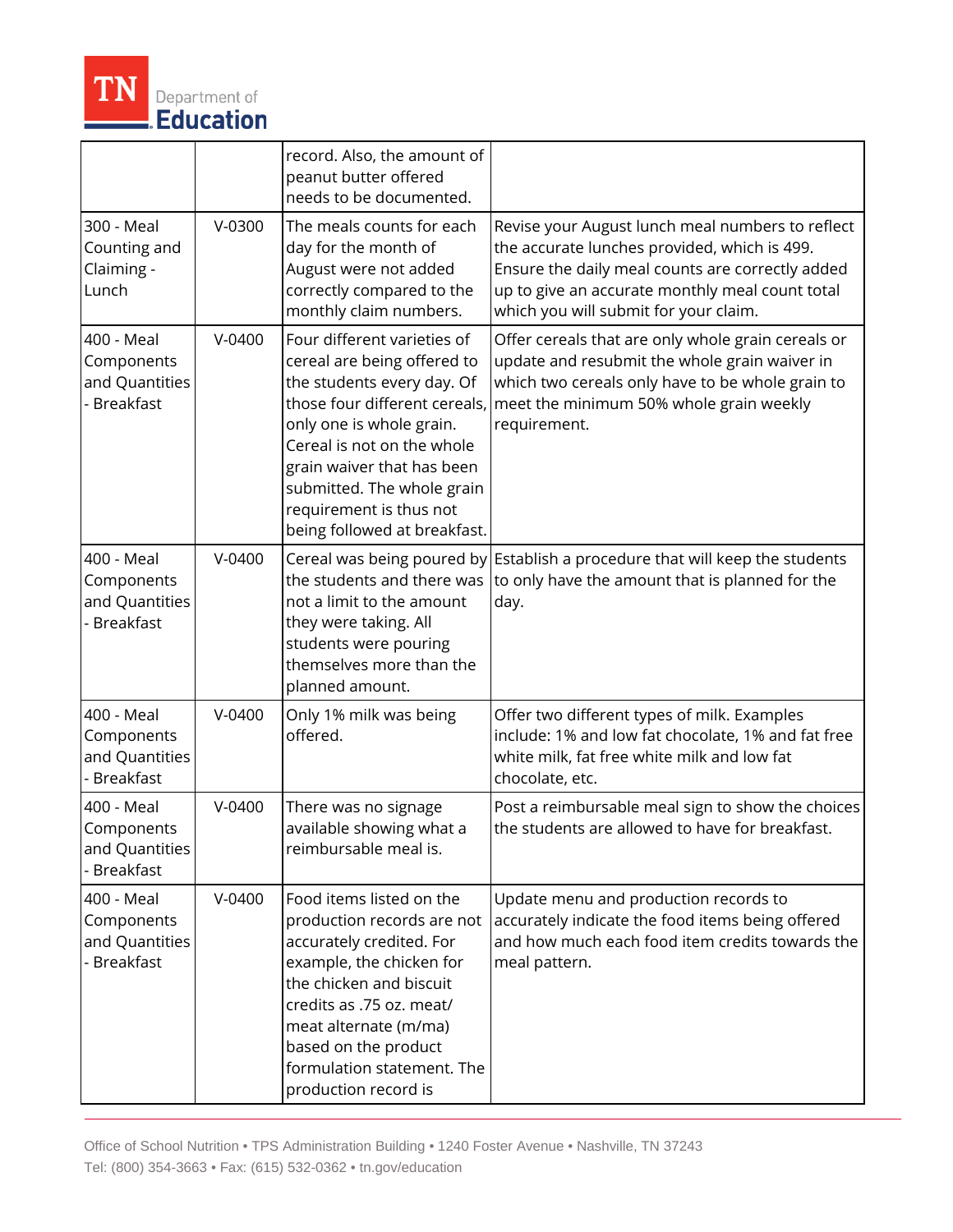| | | | |
|---|---|---|---|
| | | record. Also, the amount of peanut butter offered needs to be documented. | |
| 300 - Meal Counting and Claiming - Lunch | V-0300 | The meals counts for each day for the month of August were not added correctly compared to the monthly claim numbers. | Revise your August lunch meal numbers to reflect the accurate lunches provided, which is 499. Ensure the daily meal counts are correctly added up to give an accurate monthly meal count total which you will submit for your claim. |
| 400 - Meal Components and Quantities - Breakfast | V-0400 | Four different varieties of cereal are being offered to the students every day. Of those four different cereals, only one is whole grain. Cereal is not on the whole grain waiver that has been submitted. The whole grain requirement is thus not being followed at breakfast. | Offer cereals that are only whole grain cereals or update and resubmit the whole grain waiver in which two cereals only have to be whole grain to meet the minimum 50% whole grain weekly requirement. |
| 400 - Meal Components and Quantities - Breakfast | V-0400 | Cereal was being poured by the students and there was not a limit to the amount they were taking. All students were pouring themselves more than the planned amount. | Establish a procedure that will keep the students to only have the amount that is planned for the day. |
| 400 - Meal Components and Quantities - Breakfast | V-0400 | Only 1% milk was being offered. | Offer two different types of milk. Examples include: 1% and low fat chocolate, 1% and fat free white milk, fat free white milk and low fat chocolate, etc. |
| 400 - Meal Components and Quantities - Breakfast | V-0400 | There was no signage available showing what a reimbursable meal is. | Post a reimbursable meal sign to show the choices the students are allowed to have for breakfast. |
| 400 - Meal Components and Quantities - Breakfast | V-0400 | Food items listed on the production records are not accurately credited. For example, the chicken for the chicken and biscuit credits as .75 oz. meat/ meat alternate (m/ma) based on the product formulation statement. The production record is | Update menu and production records to accurately indicate the food items being offered and how much each food item credits towards the meal pattern. |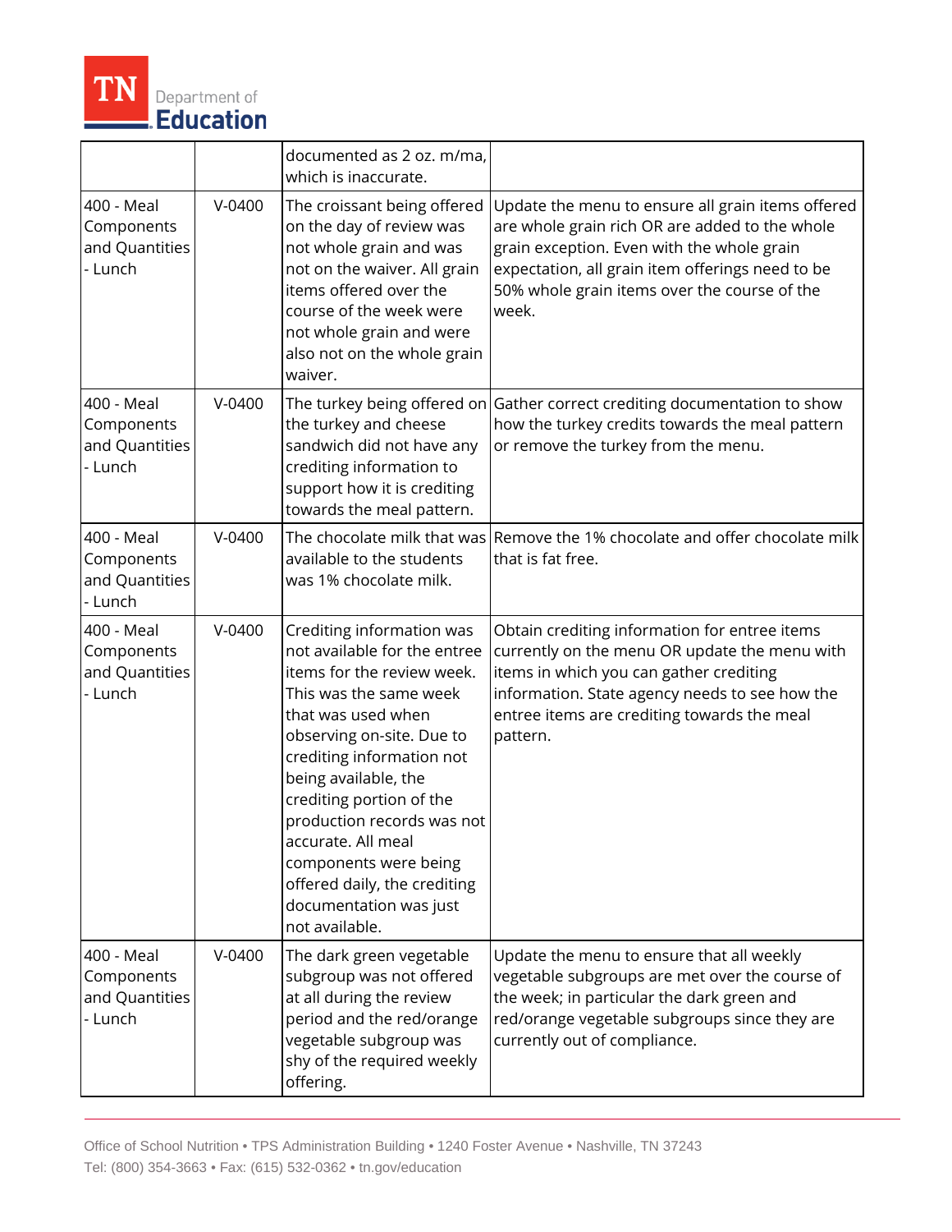| | | | |
|---|---|---|---|
| | | documented as 2 oz. m/ma, which is inaccurate. | |
| 400 - Meal Components and Quantities - Lunch | V-0400 | The croissant being offered on the day of review was not whole grain and was not on the waiver. All grain items offered over the course of the week were not whole grain and were also not on the whole grain waiver. | Update the menu to ensure all grain items offered are whole grain rich OR are added to the whole grain exception. Even with the whole grain expectation, all grain item offerings need to be 50% whole grain items over the course of the week. |
| 400 - Meal Components and Quantities - Lunch | V-0400 | The turkey being offered on the turkey and cheese sandwich did not have any crediting information to support how it is crediting towards the meal pattern. | Gather correct crediting documentation to show how the turkey credits towards the meal pattern or remove the turkey from the menu. |
| 400 - Meal Components and Quantities - Lunch | V-0400 | The chocolate milk that was available to the students was 1% chocolate milk. | Remove the 1% chocolate and offer chocolate milk that is fat free. |
| 400 - Meal Components and Quantities - Lunch | V-0400 | Crediting information was not available for the entree items for the review week. This was the same week that was used when observing on-site. Due to crediting information not being available, the crediting portion of the production records was not accurate. All meal components were being offered daily, the crediting documentation was just not available. | Obtain crediting information for entree items currently on the menu OR update the menu with items in which you can gather crediting information. State agency needs to see how the entree items are crediting towards the meal pattern. |
| 400 - Meal Components and Quantities - Lunch | V-0400 | The dark green vegetable subgroup was not offered at all during the review period and the red/orange vegetable subgroup was shy of the required weekly offering. | Update the menu to ensure that all weekly vegetable subgroups are met over the course of the week; in particular the dark green and red/orange vegetable subgroups since they are currently out of compliance. |